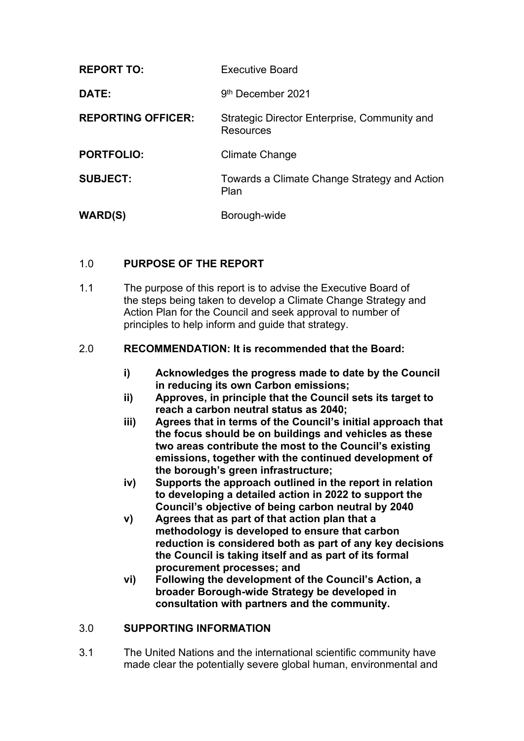| | |
|---|---|
| **REPORT TO:** | Executive Board |
| **DATE:** | 9th December 2021 |
| **REPORTING OFFICER:** | Strategic Director Enterprise, Community and Resources |
| **PORTFOLIO:** | Climate Change |
| **SUBJECT:** | Towards a Climate Change Strategy and Action Plan |
| **WARD(S)** | Borough-wide |

## 1.0 PURPOSE OF THE REPORT

1.1 The purpose of this report is to advise the Executive Board of the steps being taken to develop a Climate Change Strategy and Action Plan for the Council and seek approval to number of principles to help inform and guide that strategy.

## 2.0 RECOMMENDATION: It is recommended that the Board:

- **i) Acknowledges the progress made to date by the Council in reducing its own Carbon emissions;**
- **ii) Approves, in principle that the Council sets its target to reach a carbon neutral status as 2040;**
- **iii) Agrees that in terms of the Council's initial approach that the focus should be on buildings and vehicles as these two areas contribute the most to the Council's existing emissions, together with the continued development of the borough's green infrastructure;**
- **iv) Supports the approach outlined in the report in relation to developing a detailed action in 2022 to support the Council's objective of being carbon neutral by 2040**
- **v) Agrees that as part of that action plan that a methodology is developed to ensure that carbon reduction is considered both as part of any key decisions the Council is taking itself and as part of its formal procurement processes; and**
- **vi) Following the development of the Council's Action, a broader Borough-wide Strategy be developed in consultation with partners and the community.**

## 3.0 SUPPORTING INFORMATION

3.1 The United Nations and the international scientific community have made clear the potentially severe global human, environmental and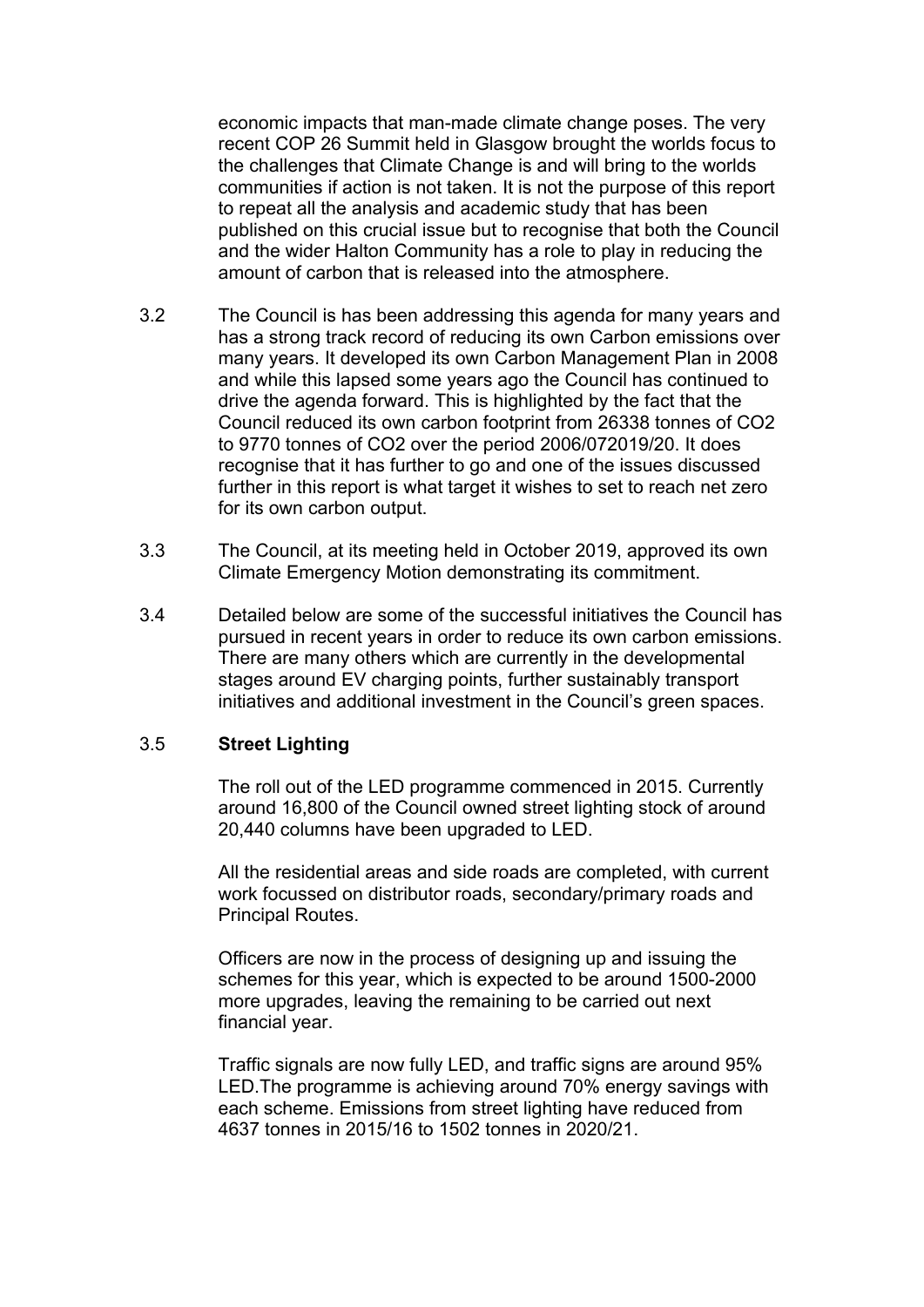economic impacts that man-made climate change poses. The very recent COP 26 Summit held in Glasgow brought the worlds focus to the challenges that Climate Change is and will bring to the worlds communities if action is not taken. It is not the purpose of this report to repeat all the analysis and academic study that has been published on this crucial issue but to recognise that both the Council and the wider Halton Community has a role to play in reducing the amount of carbon that is released into the atmosphere.

3.2 The Council is has been addressing this agenda for many years and has a strong track record of reducing its own Carbon emissions over many years. It developed its own Carbon Management Plan in 2008 and while this lapsed some years ago the Council has continued to drive the agenda forward. This is highlighted by the fact that the Council reduced its own carbon footprint from 26338 tonnes of $CO_2$ to 9770 tonnes of $CO_2$ over the period 2006/072019/20. It does recognise that it has further to go and one of the issues discussed further in this report is what target it wishes to set to reach net zero for its own carbon output.

3.3 The Council, at its meeting held in October 2019, approved its own Climate Emergency Motion demonstrating its commitment.

3.4 Detailed below are some of the successful initiatives the Council has pursued in recent years in order to reduce its own carbon emissions. There are many others which are currently in the developmental stages around EV charging points, further sustainably transport initiatives and additional investment in the Council's green spaces.

3.5 **Street Lighting**

The roll out of the LED programme commenced in 2015. Currently around 16,800 of the Council owned street lighting stock of around 20,440 columns have been upgraded to LED.

All the residential areas and side roads are completed, with current work focussed on distributor roads, secondary/primary roads and Principal Routes.

Officers are now in the process of designing up and issuing the schemes for this year, which is expected to be around 1500-2000 more upgrades, leaving the remaining to be carried out next financial year.

Traffic signals are now fully LED, and traffic signs are around 95% LED.The programme is achieving around 70% energy savings with each scheme. Emissions from street lighting have reduced from 4637 tonnes in 2015/16 to 1502 tonnes in 2020/21.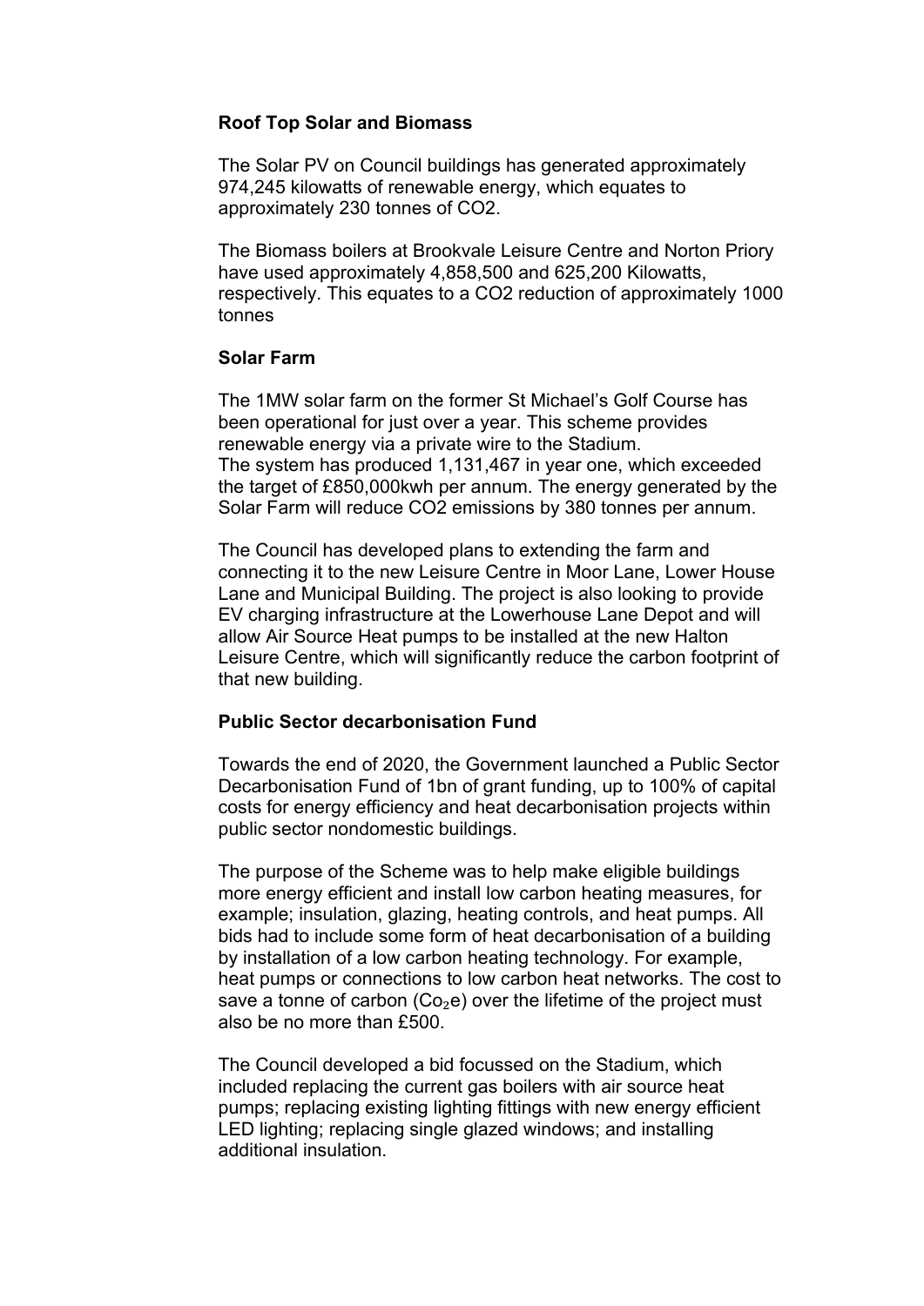**Roof Top Solar and Biomass**

The Solar PV on Council buildings has generated approximately 974,245 kilowatts of renewable energy, which equates to approximately 230 tonnes of CO2.

The Biomass boilers at Brookvale Leisure Centre and Norton Priory have used approximately 4,858,500 and 625,200 Kilowatts, respectively. This equates to a CO2 reduction of approximately 1000 tonnes

**Solar Farm**

The 1MW solar farm on the former St Michael's Golf Course has been operational for just over a year. This scheme provides renewable energy via a private wire to the Stadium.
The system has produced 1,131,467 in year one, which exceeded the target of £850,000kwh per annum. The energy generated by the Solar Farm will reduce CO2 emissions by 380 tonnes per annum.

The Council has developed plans to extending the farm and connecting it to the new Leisure Centre in Moor Lane, Lower House Lane and Municipal Building. The project is also looking to provide EV charging infrastructure at the Lowerhouse Lane Depot and will allow Air Source Heat pumps to be installed at the new Halton Leisure Centre, which will significantly reduce the carbon footprint of that new building.

**Public Sector decarbonisation Fund**

Towards the end of 2020, the Government launched a Public Sector Decarbonisation Fund of 1bn of grant funding, up to 100% of capital costs for energy efficiency and heat decarbonisation projects within public sector nondomestic buildings.

The purpose of the Scheme was to help make eligible buildings more energy efficient and install low carbon heating measures, for example; insulation, glazing, heating controls, and heat pumps. All bids had to include some form of heat decarbonisation of a building by installation of a low carbon heating technology. For example, heat pumps or connections to low carbon heat networks. The cost to save a tonne of carbon ($Co_2e$) over the lifetime of the project must also be no more than £500.

The Council developed a bid focussed on the Stadium, which included replacing the current gas boilers with air source heat pumps; replacing existing lighting fittings with new energy efficient LED lighting; replacing single glazed windows; and installing additional insulation.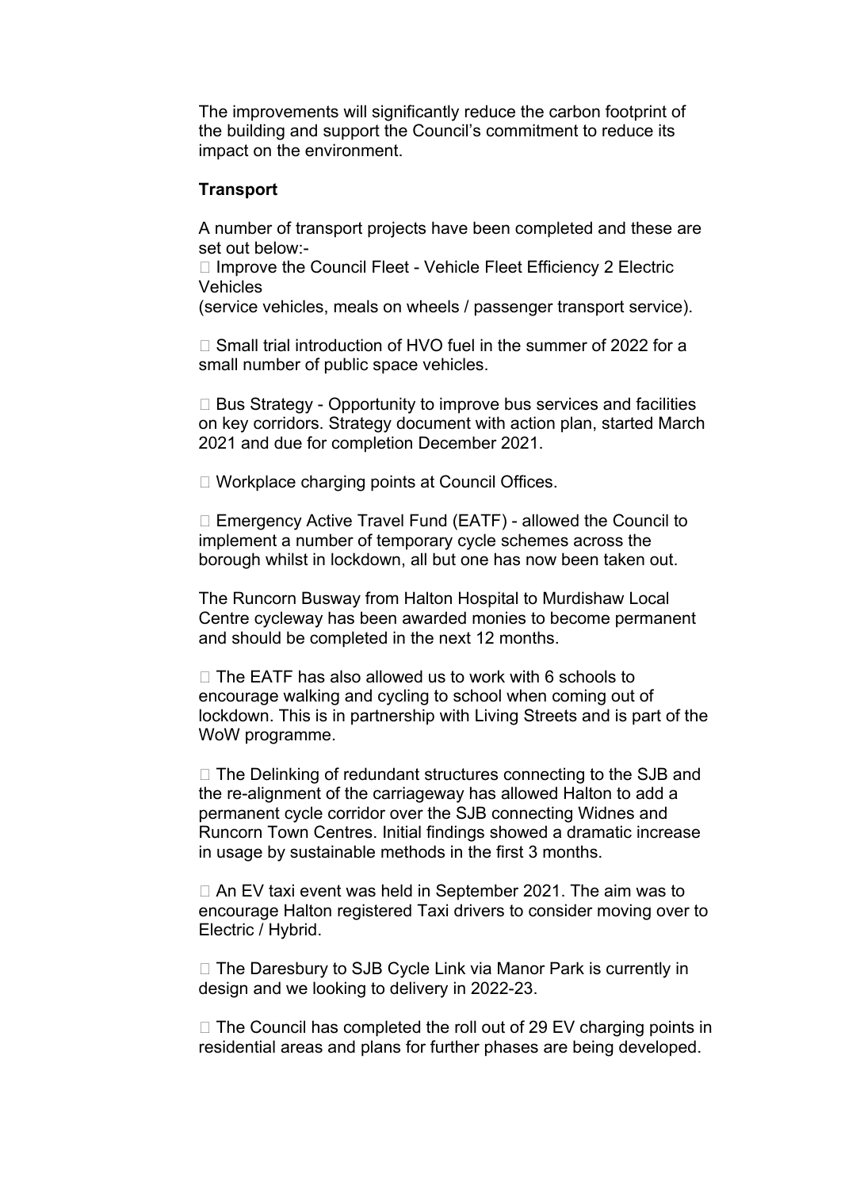The improvements will significantly reduce the carbon footprint of the building and support the Council's commitment to reduce its impact on the environment.

**Transport**

A number of transport projects have been completed and these are set out below:-

- Improve the Council Fleet - Vehicle Fleet Efficiency 2 Electric Vehicles
(service vehicles, meals on wheels / passenger transport service).

- Small trial introduction of HVO fuel in the summer of 2022 for a small number of public space vehicles.

- Bus Strategy - Opportunity to improve bus services and facilities on key corridors. Strategy document with action plan, started March 2021 and due for completion December 2021.

- Workplace charging points at Council Offices.

- Emergency Active Travel Fund (EATF) - allowed the Council to implement a number of temporary cycle schemes across the borough whilst in lockdown, all but one has now been taken out.

The Runcorn Busway from Halton Hospital to Murdishaw Local Centre cycleway has been awarded monies to become permanent and should be completed in the next 12 months.

- The EATF has also allowed us to work with 6 schools to encourage walking and cycling to school when coming out of lockdown. This is in partnership with Living Streets and is part of the WoW programme.

- The Delinking of redundant structures connecting to the SJB and the re-alignment of the carriageway has allowed Halton to add a permanent cycle corridor over the SJB connecting Widnes and Runcorn Town Centres. Initial findings showed a dramatic increase in usage by sustainable methods in the first 3 months.

- An EV taxi event was held in September 2021. The aim was to encourage Halton registered Taxi drivers to consider moving over to Electric / Hybrid.

- The Daresbury to SJB Cycle Link via Manor Park is currently in design and we looking to delivery in 2022-23.

- The Council has completed the roll out of 29 EV charging points in residential areas and plans for further phases are being developed.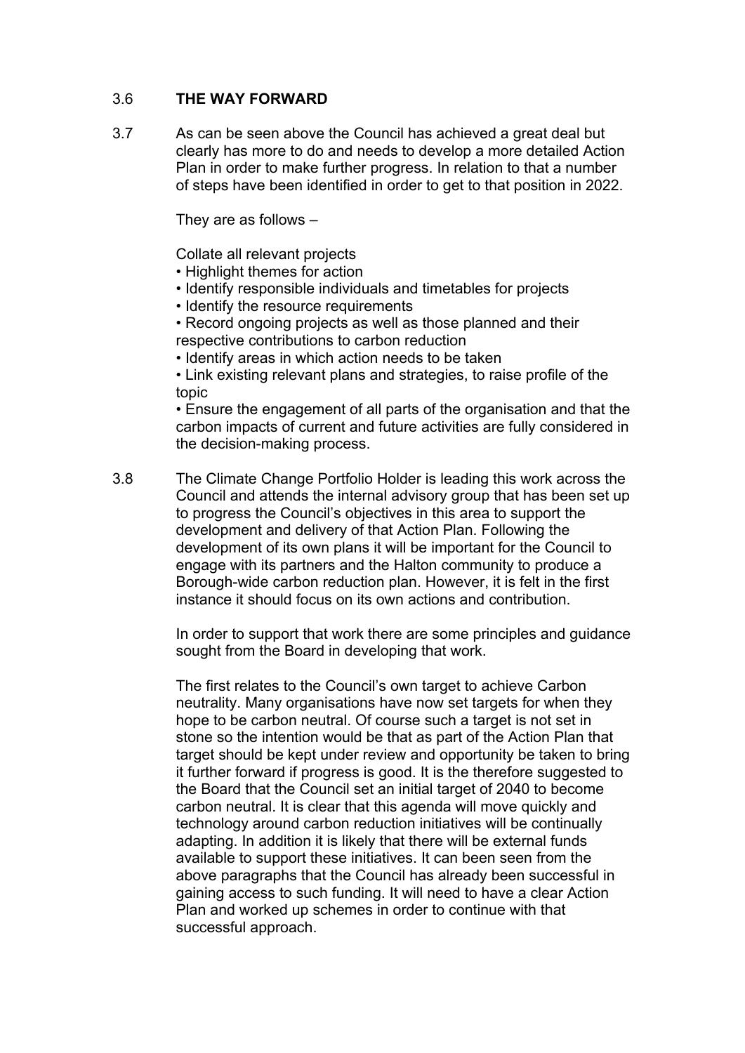3.6 **THE WAY FORWARD**

3.7 As can be seen above the Council has achieved a great deal but clearly has more to do and needs to develop a more detailed Action Plan in order to make further progress. In relation to that a number of steps have been identified in order to get to that position in 2022.

They are as follows –

Collate all relevant projects

- Highlight themes for action
- Identify responsible individuals and timetables for projects
- Identify the resource requirements
- Record ongoing projects as well as those planned and their respective contributions to carbon reduction
- Identify areas in which action needs to be taken
- Link existing relevant plans and strategies, to raise profile of the topic
- Ensure the engagement of all parts of the organisation and that the carbon impacts of current and future activities are fully considered in the decision-making process.

3.8 The Climate Change Portfolio Holder is leading this work across the Council and attends the internal advisory group that has been set up to progress the Council's objectives in this area to support the development and delivery of that Action Plan. Following the development of its own plans it will be important for the Council to engage with its partners and the Halton community to produce a Borough-wide carbon reduction plan. However, it is felt in the first instance it should focus on its own actions and contribution.

In order to support that work there are some principles and guidance sought from the Board in developing that work.

The first relates to the Council's own target to achieve Carbon neutrality. Many organisations have now set targets for when they hope to be carbon neutral. Of course such a target is not set in stone so the intention would be that as part of the Action Plan that target should be kept under review and opportunity be taken to bring it further forward if progress is good. It is the therefore suggested to the Board that the Council set an initial target of 2040 to become carbon neutral. It is clear that this agenda will move quickly and technology around carbon reduction initiatives will be continually adapting. In addition it is likely that there will be external funds available to support these initiatives. It can been seen from the above paragraphs that the Council has already been successful in gaining access to such funding. It will need to have a clear Action Plan and worked up schemes in order to continue with that successful approach.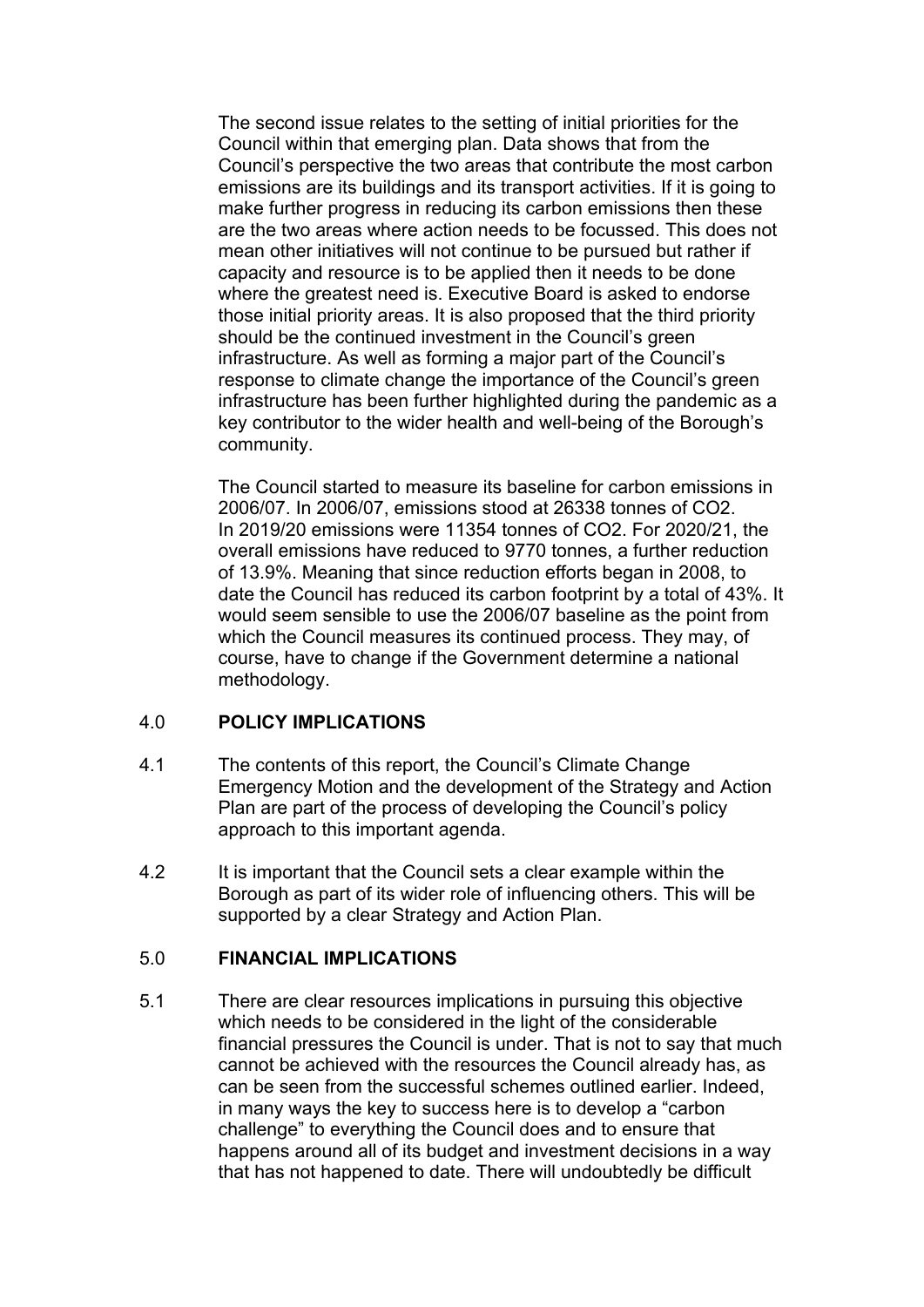The second issue relates to the setting of initial priorities for the Council within that emerging plan. Data shows that from the Council's perspective the two areas that contribute the most carbon emissions are its buildings and its transport activities. If it is going to make further progress in reducing its carbon emissions then these are the two areas where action needs to be focussed. This does not mean other initiatives will not continue to be pursued but rather if capacity and resource is to be applied then it needs to be done where the greatest need is. Executive Board is asked to endorse those initial priority areas. It is also proposed that the third priority should be the continued investment in the Council's green infrastructure. As well as forming a major part of the Council's response to climate change the importance of the Council's green infrastructure has been further highlighted during the pandemic as a key contributor to the wider health and well-being of the Borough's community.

The Council started to measure its baseline for carbon emissions in 2006/07. In 2006/07, emissions stood at 26338 tonnes of $CO_2$. In 2019/20 emissions were 11354 tonnes of $CO_2$. For 2020/21, the overall emissions have reduced to 9770 tonnes, a further reduction of 13.9%. Meaning that since reduction efforts began in 2008, to date the Council has reduced its carbon footprint by a total of 43%. It would seem sensible to use the 2006/07 baseline as the point from which the Council measures its continued process. They may, of course, have to change if the Government determine a national methodology.

## 4.0 POLICY IMPLICATIONS

4.1 The contents of this report, the Council's Climate Change Emergency Motion and the development of the Strategy and Action Plan are part of the process of developing the Council's policy approach to this important agenda.

4.2 It is important that the Council sets a clear example within the Borough as part of its wider role of influencing others. This will be supported by a clear Strategy and Action Plan.

## 5.0 FINANCIAL IMPLICATIONS

5.1 There are clear resources implications in pursuing this objective which needs to be considered in the light of the considerable financial pressures the Council is under. That is not to say that much cannot be achieved with the resources the Council already has, as can be seen from the successful schemes outlined earlier. Indeed, in many ways the key to success here is to develop a "carbon challenge" to everything the Council does and to ensure that happens around all of its budget and investment decisions in a way that has not happened to date. There will undoubtedly be difficult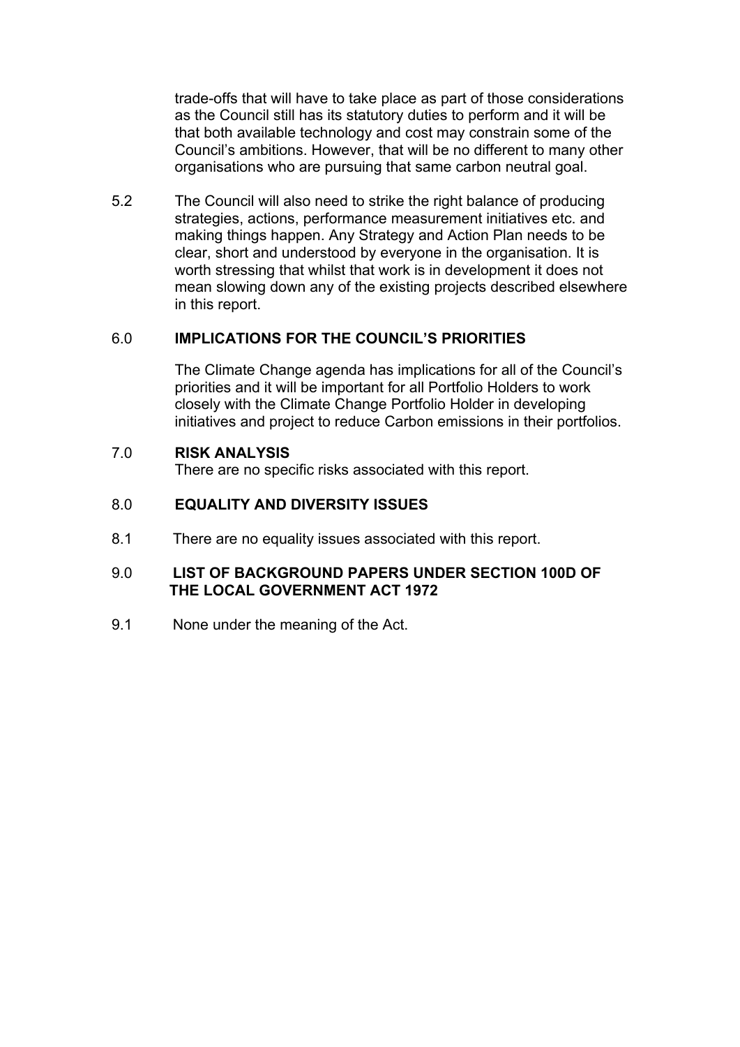trade-offs that will have to take place as part of those considerations as the Council still has its statutory duties to perform and it will be that both available technology and cost may constrain some of the Council's ambitions. However, that will be no different to many other organisations who are pursuing that same carbon neutral goal.

5.2 The Council will also need to strike the right balance of producing strategies, actions, performance measurement initiatives etc. and making things happen. Any Strategy and Action Plan needs to be clear, short and understood by everyone in the organisation. It is worth stressing that whilst that work is in development it does not mean slowing down any of the existing projects described elsewhere in this report.

## 6.0 IMPLICATIONS FOR THE COUNCIL'S PRIORITIES

The Climate Change agenda has implications for all of the Council's priorities and it will be important for all Portfolio Holders to work closely with the Climate Change Portfolio Holder in developing initiatives and project to reduce Carbon emissions in their portfolios.

## 7.0 RISK ANALYSIS

There are no specific risks associated with this report.

## 8.0 EQUALITY AND DIVERSITY ISSUES

8.1 There are no equality issues associated with this report.

## 9.0 LIST OF BACKGROUND PAPERS UNDER SECTION 100D OF THE LOCAL GOVERNMENT ACT 1972

9.1 None under the meaning of the Act.